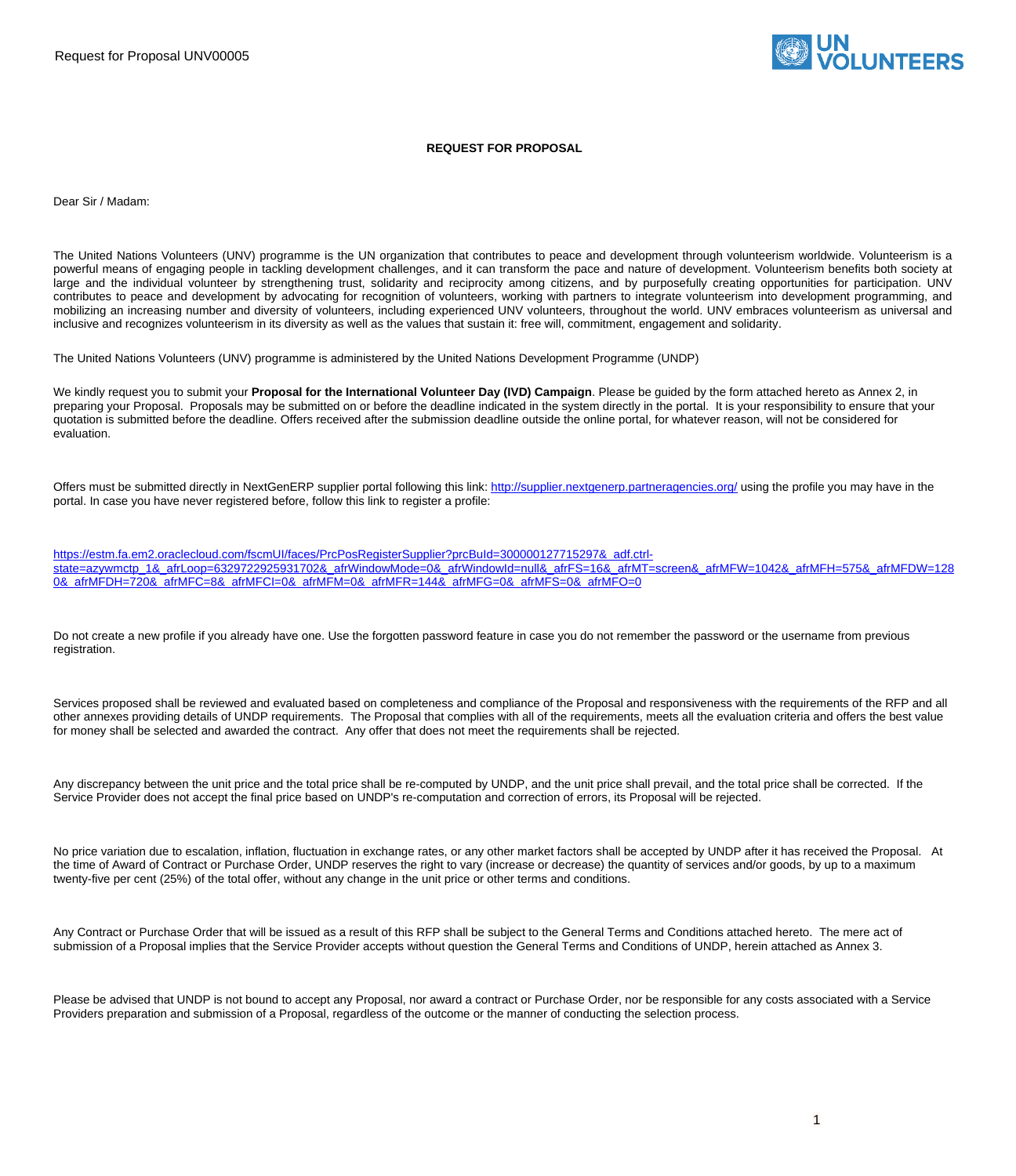**REQUEST FOR PROPOSAL**

Dear Sir / Madam:

The United Nations Volunteers (UNV) programme is the UN organization that contributes to peace and development through volunteerism worldwide. Volunteerism is a powerful means of engaging people in tackling development challenges, and it can transform the pace and nature of development. Volunteerism benefits both society at large and the individual volunteer by strengthening trust, solidarity and reciprocity among citizens, and by purposefully creating opportunities for participation. UNV contributes to peace and development by advocating for recognition of volunteers, working with partners to integrate volunteerism into development programming, and mobilizing an increasing number and diversity of volunteers, including experienced UNV volunteers, throughout the world. UNV embraces volunteerism as universal and inclusive and recognizes volunteerism in its diversity as well as the values that sustain it: free will, commitment, engagement and solidarity.

The United Nations Volunteers (UNV) programme is administered by the United Nations Development Programme (UNDP)

We kindly request you to submit your **Proposal for the International Volunteer Day (IVD) Campaign**. Please be guided by the form attached hereto as Annex 2, in preparing your Proposal. Proposals may be submitted on or before the deadline indicated in the system directly in the portal. It is your responsibility to ensure that your quotation is submitted before the deadline. Offers received after the submission deadline outside the online portal, for whatever reason, will not be considered for evaluation.

Offers must be submitted directly in NextGenERP supplier portal following this link: http://supplier.nextgenerp.partneragencies.org/ using the profile you may have in the portal. In case you have never registered before, follow this link to register a profile:

https://estm.fa.em2.oraclecloud.com/fscmUI/faces/PrcPosRegisterSupplier?prcBuId=300000127715297&_adf.ctrl-state=azywmctp_1&_afrLoop=6329722925931702&_afrWindowMode=0&_afrWindowId=null&_afrFS=16&_afrMT=screen&_afrMFW=1042&_afrMFH=575&_afrMFDW=1280&_afrMFDH=720&_afrMFC=8&_afrMFCI=0&_afrMFM=0&_afrMFR=144&_afrMFG=0&_afrMFS=0&_afrMFO=0

Do not create a new profile if you already have one. Use the forgotten password feature in case you do not remember the password or the username from previous registration.

Services proposed shall be reviewed and evaluated based on completeness and compliance of the Proposal and responsiveness with the requirements of the RFP and all other annexes providing details of UNDP requirements. The Proposal that complies with all of the requirements, meets all the evaluation criteria and offers the best value for money shall be selected and awarded the contract. Any offer that does not meet the requirements shall be rejected.

Any discrepancy between the unit price and the total price shall be re-computed by UNDP, and the unit price shall prevail, and the total price shall be corrected. If the Service Provider does not accept the final price based on UNDP's re-computation and correction of errors, its Proposal will be rejected.

No price variation due to escalation, inflation, fluctuation in exchange rates, or any other market factors shall be accepted by UNDP after it has received the Proposal. At the time of Award of Contract or Purchase Order, UNDP reserves the right to vary (increase or decrease) the quantity of services and/or goods, by up to a maximum twenty-five per cent (25%) of the total offer, without any change in the unit price or other terms and conditions.

Any Contract or Purchase Order that will be issued as a result of this RFP shall be subject to the General Terms and Conditions attached hereto. The mere act of submission of a Proposal implies that the Service Provider accepts without question the General Terms and Conditions of UNDP, herein attached as Annex 3.

Please be advised that UNDP is not bound to accept any Proposal, nor award a contract or Purchase Order, nor be responsible for any costs associated with a Service Providers preparation and submission of a Proposal, regardless of the outcome or the manner of conducting the selection process.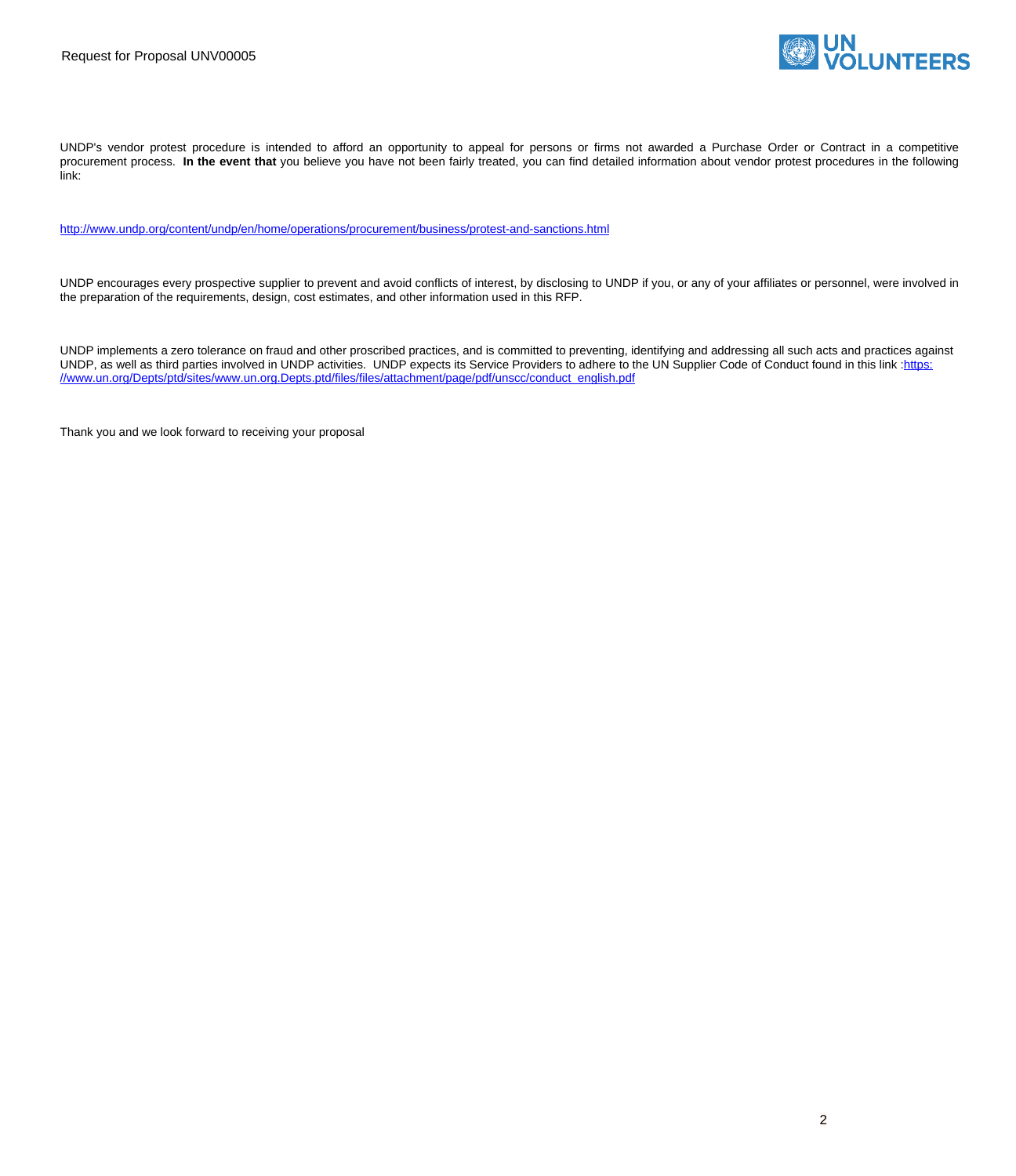UNDP's vendor protest procedure is intended to afford an opportunity to appeal for persons or firms not awarded a Purchase Order or Contract in a competitive procurement process. **In the event that** you believe you have not been fairly treated, you can find detailed information about vendor protest procedures in the following link:

http://www.undp.org/content/undp/en/home/operations/procurement/business/protest-and-sanctions.html

UNDP encourages every prospective supplier to prevent and avoid conflicts of interest, by disclosing to UNDP if you, or any of your affiliates or personnel, were involved in the preparation of the requirements, design, cost estimates, and other information used in this RFP.

UNDP implements a zero tolerance on fraud and other proscribed practices, and is committed to preventing, identifying and addressing all such acts and practices against UNDP, as well as third parties involved in UNDP activities. UNDP expects its Service Providers to adhere to the UN Supplier Code of Conduct found in this link :https://www.un.org/Depts/ptd/sites/www.un.org.Depts.ptd/files/files/attachment/page/pdf/unscc/conduct_english.pdf

Thank you and we look forward to receiving your proposal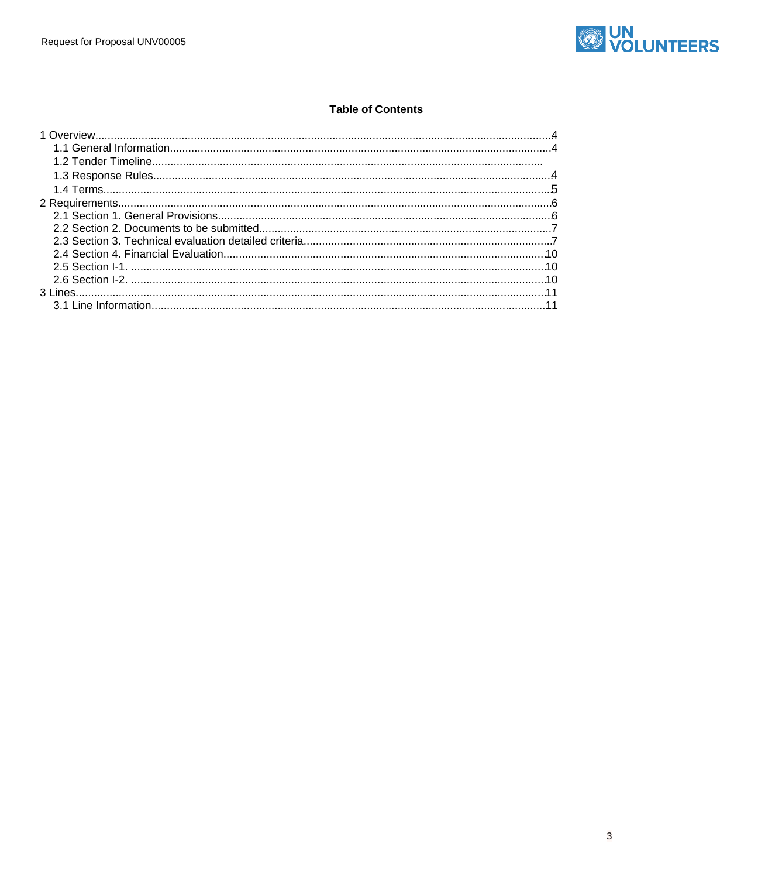**Table of Contents**

1 Overview....................................................4
  1.1 General Information....................................................4
  1.2 Tender Timeline....................................................
  1.3 Response Rules....................................................4
  1.4 Terms....................................................5
2 Requirements....................................................6
  2.1 Section 1. General Provisions....................................................6
  2.2 Section 2. Documents to be submitted....................................................7
  2.3 Section 3. Technical evaluation detailed criteria....................................................7
  2.4 Section 4. Financial Evaluation....................................................10
  2.5 Section I-1. ....................................................10
  2.6 Section I-2. ....................................................10
3 Lines....................................................11
  3.1 Line Information....................................................11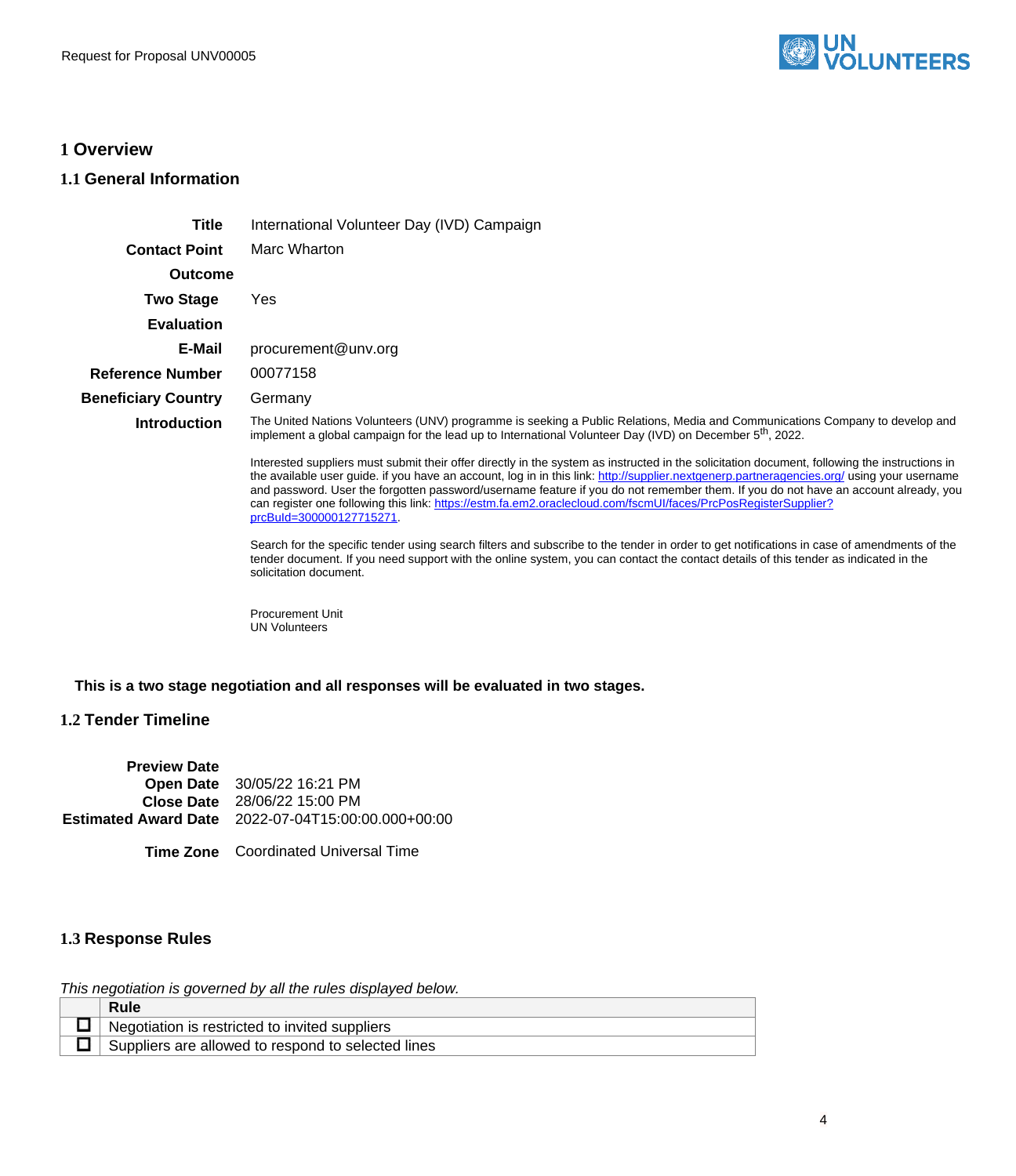# 1 Overview

## 1.1 General Information

| | |
|---|---|
| **Title** | International Volunteer Day (IVD) Campaign |
| **Contact Point** | Marc Wharton |
| **Outcome** | |
| **Two Stage** | Yes |
| **Evaluation** | |
| **E-Mail** | procurement@unv.org |
| **Reference Number** | 00077158 |
| **Beneficiary Country** | Germany |
| **Introduction** | The United Nations Volunteers (UNV) programme is seeking a Public Relations, Media and Communications Company to develop and implement a global campaign for the lead up to International Volunteer Day (IVD) on December 5th, 2022.<br><br>Interested suppliers must submit their offer directly in the system as instructed in the solicitation document, following the instructions in the available user guide. if you have an account, log in in this link: http://supplier.nextgenerp.partneragencies.org/ using your username and password. User the forgotten password/username feature if you do not remember them. If you do not have an account already, you can register one following this link: https://estm.fa.em2.oraclecloud.com/fscmUI/faces/PrcPosRegisterSupplier?prcBuId=300000127715271.<br><br>Search for the specific tender using search filters and subscribe to the tender in order to get notifications in case of amendments of the tender document. If you need support with the online system, you can contact the contact details of this tender as indicated in the solicitation document.<br><br>Procurement Unit<br>UN Volunteers |

**This is a two stage negotiation and all responses will be evaluated in two stages.**

## 1.2 Tender Timeline

| | |
|---|---|
| **Preview Date** | |
| **Open Date** | 30/05/22 16:21 PM |
| **Close Date** | 28/06/22 15:00 PM |
| **Estimated Award Date** | 2022-07-04T15:00:00.000+00:00 |
| **Time Zone** | Coordinated Universal Time |

## 1.3 Response Rules

*This negotiation is governed by all the rules displayed below.*

| | Rule |
|---|---|
| ☐ | Negotiation is restricted to invited suppliers |
| ☐ | Suppliers are allowed to respond to selected lines |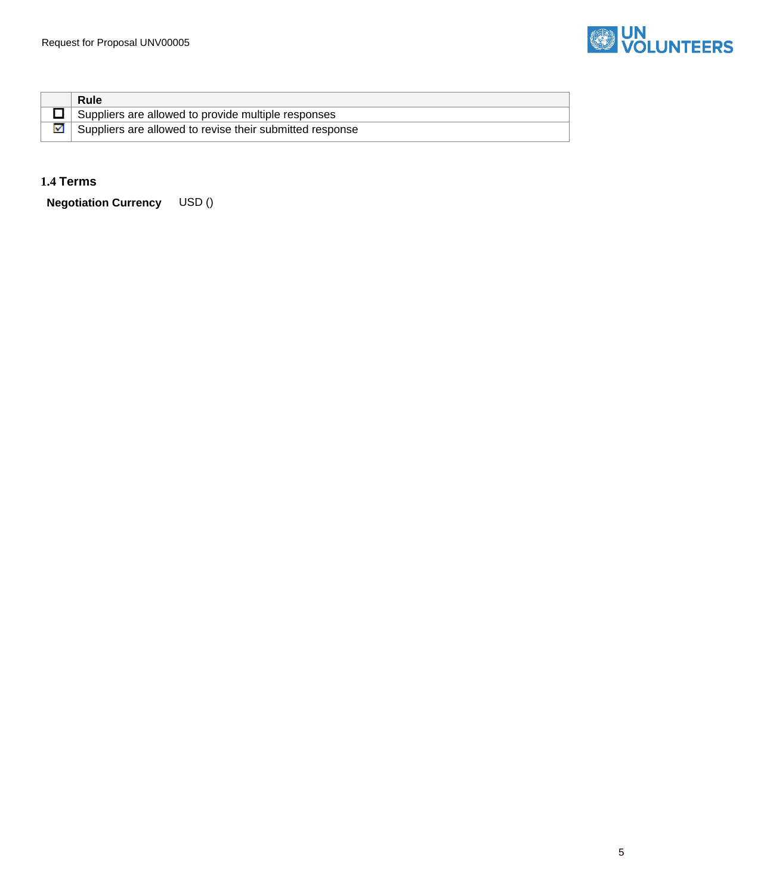| | Rule |
|---|---|
| ☐ | Suppliers are allowed to provide multiple responses |
| ☑ | Suppliers are allowed to revise their submitted response |

## 1.4 Terms

**Negotiation Currency** USD ()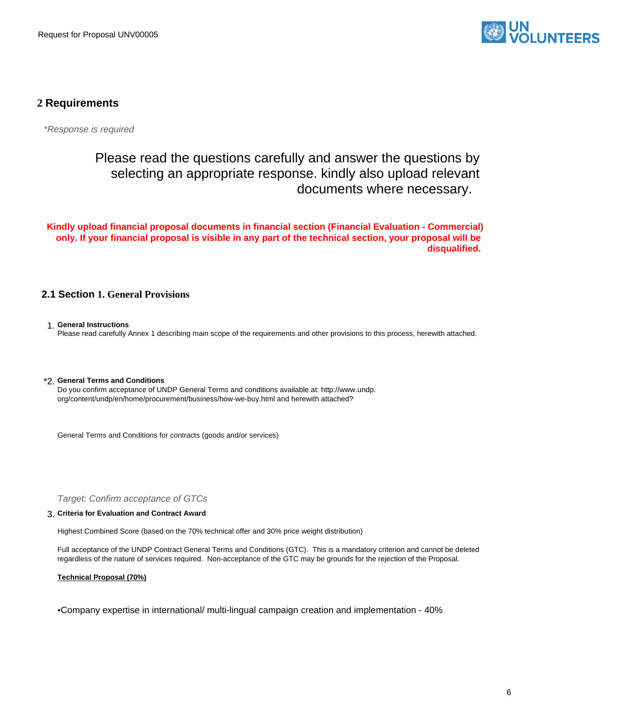## 2 Requirements

*\*Response is required*

Please read the questions carefully and answer the questions by selecting an appropriate response. kindly also upload relevant documents where necessary.

**Kindly upload financial proposal documents in financial section (Financial Evaluation - Commercial) only. If your financial proposal is visible in any part of the technical section, your proposal will be disqualified.**

### 2.1 Section 1. General Provisions

1. **General Instructions**
   Please read carefully Annex 1 describing main scope of the requirements and other provisions to this process, herewith attached.

*2. **General Terms and Conditions**
   Do you confirm acceptance of UNDP General Terms and conditions available at: http://www.undp.org/content/undp/en/home/procurement/business/how-we-buy.html and herewith attached?

   General Terms and Conditions for contracts (goods and/or services)

   *Target: Confirm acceptance of GTCs*

3. **Criteria for Evaluation and Contract Award**

   Highest Combined Score (based on the 70% technical offer and 30% price weight distribution)

   Full acceptance of the UNDP Contract General Terms and Conditions (GTC). This is a mandatory criterion and cannot be deleted regardless of the nature of services required. Non-acceptance of the GTC may be grounds for the rejection of the Proposal.

   **Technical Proposal (70%)**

   •Company expertise in international/ multi-lingual campaign creation and implementation - 40%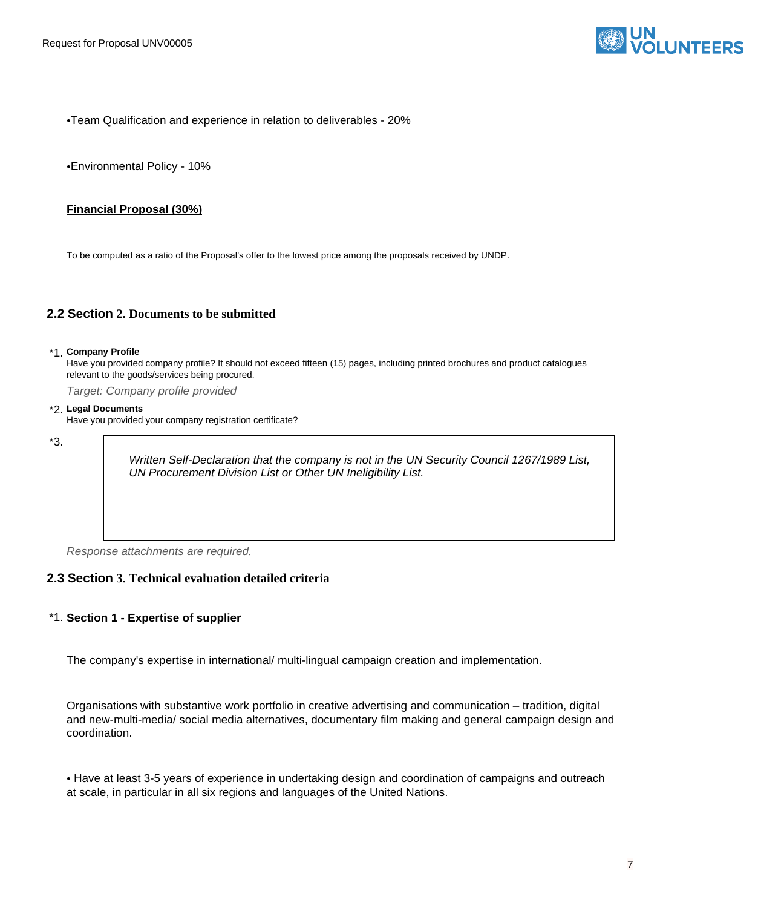•Team Qualification and experience in relation to deliverables - 20%

•Environmental Policy - 10%

**Financial Proposal (30%)**

To be computed as a ratio of the Proposal's offer to the lowest price among the proposals received by UNDP.

## 2.2 Section 2. Documents to be submitted

*1. **Company Profile**
Have you provided company profile? It should not exceed fifteen (15) pages, including printed brochures and product catalogues relevant to the goods/services being procured.

*Target: Company profile provided*

*2. **Legal Documents**
Have you provided your company registration certificate?

*3.

*Written Self-Declaration that the company is not in the UN Security Council 1267/1989 List, UN Procurement Division List or Other UN Ineligibility List.*

*Response attachments are required.*

## 2.3 Section 3. Technical evaluation detailed criteria

*1. **Section 1 - Expertise of supplier**

The company's expertise in international/ multi-lingual campaign creation and implementation.

Organisations with substantive work portfolio in creative advertising and communication – tradition, digital and new-multi-media/ social media alternatives, documentary film making and general campaign design and coordination.

• Have at least 3-5 years of experience in undertaking design and coordination of campaigns and outreach at scale, in particular in all six regions and languages of the United Nations.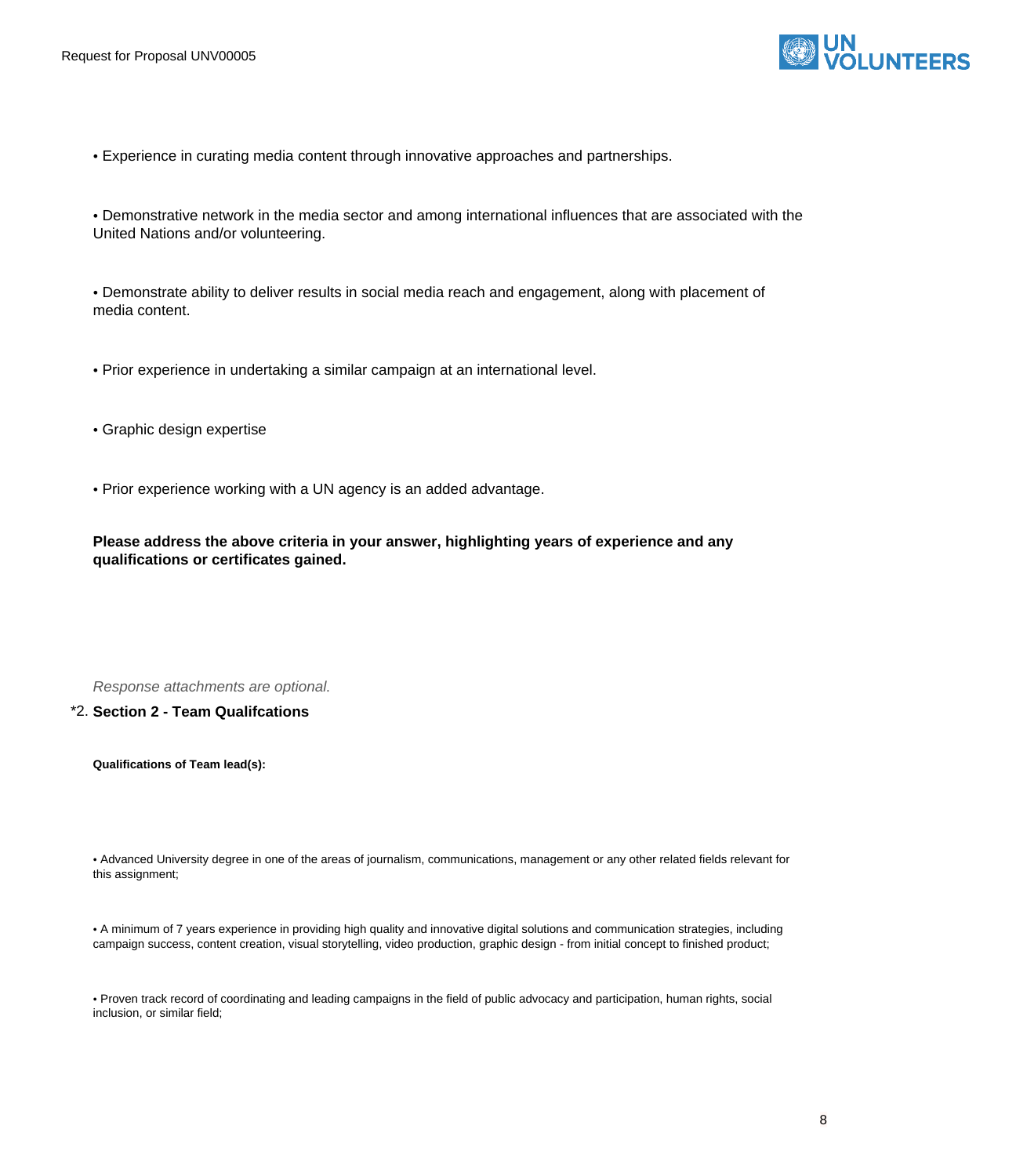• Experience in curating media content through innovative approaches and partnerships.

• Demonstrative network in the media sector and among international influences that are associated with the United Nations and/or volunteering.

• Demonstrate ability to deliver results in social media reach and engagement, along with placement of media content.

• Prior experience in undertaking a similar campaign at an international level.

• Graphic design expertise

• Prior experience working with a UN agency is an added advantage.

**Please address the above criteria in your answer, highlighting years of experience and any qualifications or certificates gained.**

*Response attachments are optional.*

*2. **Section 2 - Team Qualifcations**

**Qualifications of Team lead(s):**

• Advanced University degree in one of the areas of journalism, communications, management or any other related fields relevant for this assignment;

• A minimum of 7 years experience in providing high quality and innovative digital solutions and communication strategies, including campaign success, content creation, visual storytelling, video production, graphic design - from initial concept to finished product;

• Proven track record of coordinating and leading campaigns in the field of public advocacy and participation, human rights, social inclusion, or similar field;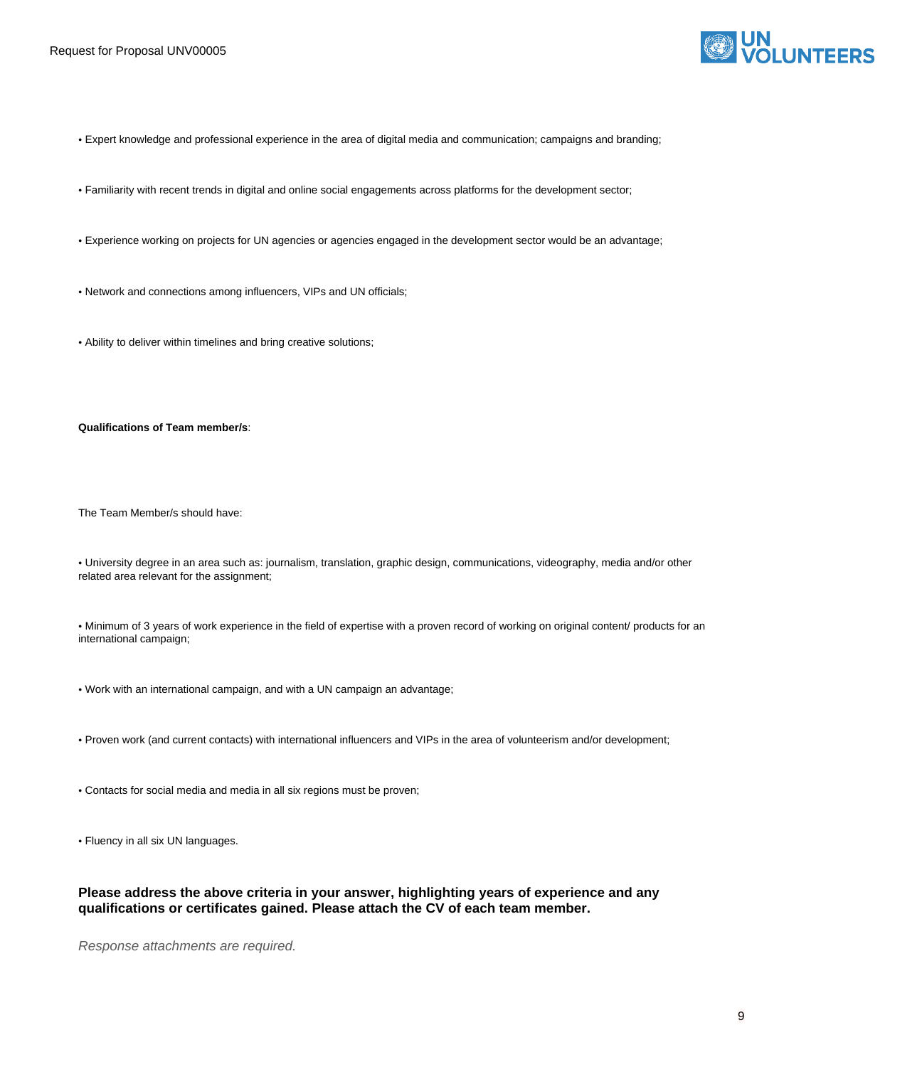- Expert knowledge and professional experience in the area of digital media and communication; campaigns and branding;

- Familiarity with recent trends in digital and online social engagements across platforms for the development sector;

- Experience working on projects for UN agencies or agencies engaged in the development sector would be an advantage;

- Network and connections among influencers, VIPs and UN officials;

- Ability to deliver within timelines and bring creative solutions;

**Qualifications of Team member/s**:

The Team Member/s should have:

- University degree in an area such as: journalism, translation, graphic design, communications, videography, media and/or other related area relevant for the assignment;

- Minimum of 3 years of work experience in the field of expertise with a proven record of working on original content/ products for an international campaign;

- Work with an international campaign, and with a UN campaign an advantage;

- Proven work (and current contacts) with international influencers and VIPs in the area of volunteerism and/or development;

- Contacts for social media and media in all six regions must be proven;

- Fluency in all six UN languages.

**Please address the above criteria in your answer, highlighting years of experience and any qualifications or certificates gained. Please attach the CV of each team member.**

*Response attachments are required.*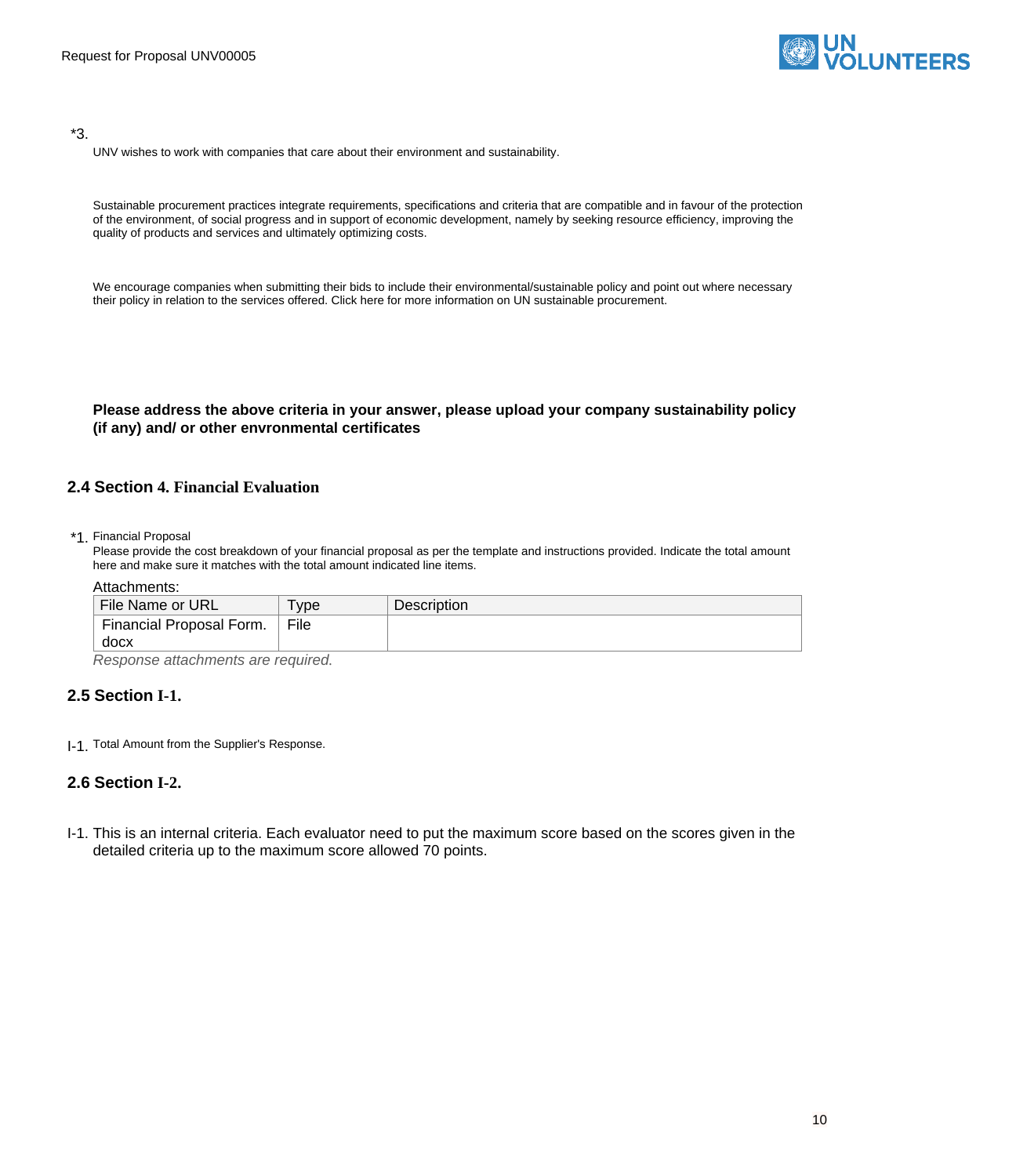*3.

UNV wishes to work with companies that care about their environment and sustainability.

Sustainable procurement practices integrate requirements, specifications and criteria that are compatible and in favour of the protection of the environment, of social progress and in support of economic development, namely by seeking resource efficiency, improving the quality of products and services and ultimately optimizing costs.

We encourage companies when submitting their bids to include their environmental/sustainable policy and point out where necessary their policy in relation to the services offered. Click here for more information on UN sustainable procurement.

**Please address the above criteria in your answer, please upload your company sustainability policy (if any) and/ or other envronmental certificates**

## 2.4 Section 4. Financial Evaluation

*1. Financial Proposal

Please provide the cost breakdown of your financial proposal as per the template and instructions provided. Indicate the total amount here and make sure it matches with the total amount indicated line items.

Attachments:

| File Name or URL | Type | Description |
|---|---|---|
| Financial Proposal Form.docx | File | |

*Response attachments are required.*

## 2.5 Section I-1.

I-1. Total Amount from the Supplier's Response.

## 2.6 Section I-2.

I-1. This is an internal criteria. Each evaluator need to put the maximum score based on the scores given in the detailed criteria up to the maximum score allowed 70 points.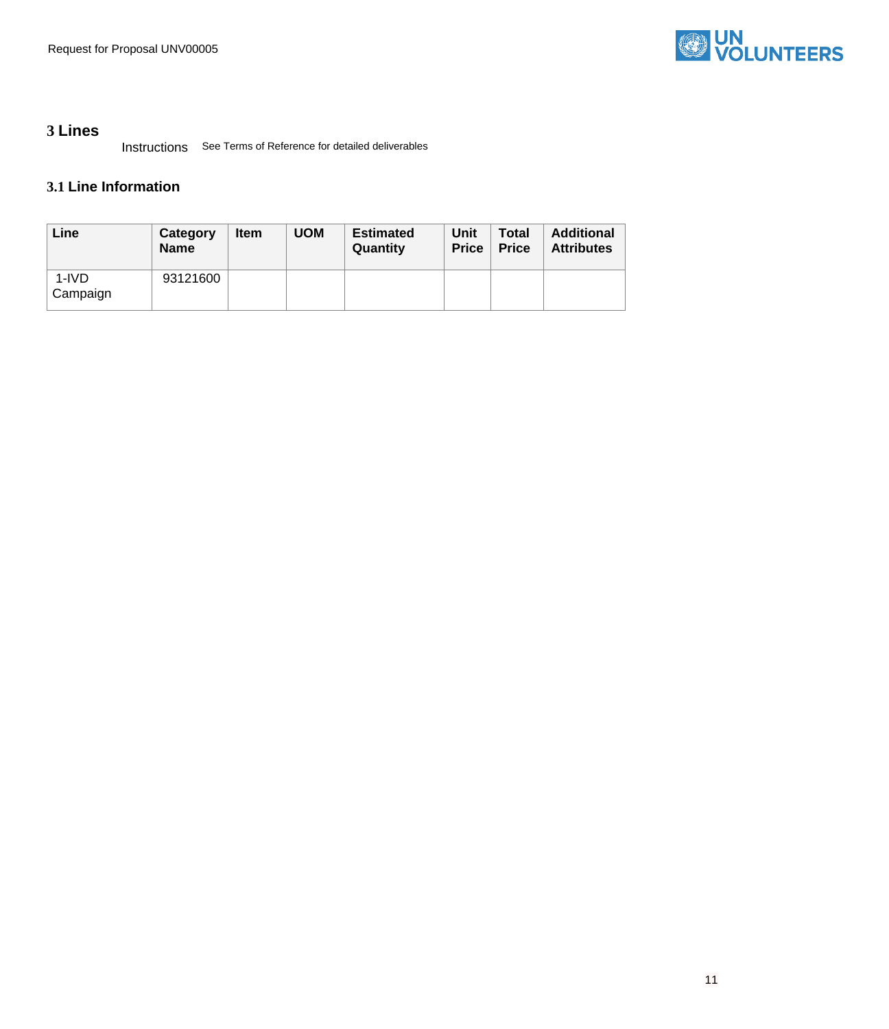# 3 Lines

Instructions See Terms of Reference for detailed deliverables

## 3.1 Line Information

| Line | Category Name | Item | UOM | Estimated Quantity | Unit Price | Total Price | Additional Attributes |
|---|---|---|---|---|---|---|---|
| 1-IVD Campaign | 93121600 | | | | | | |